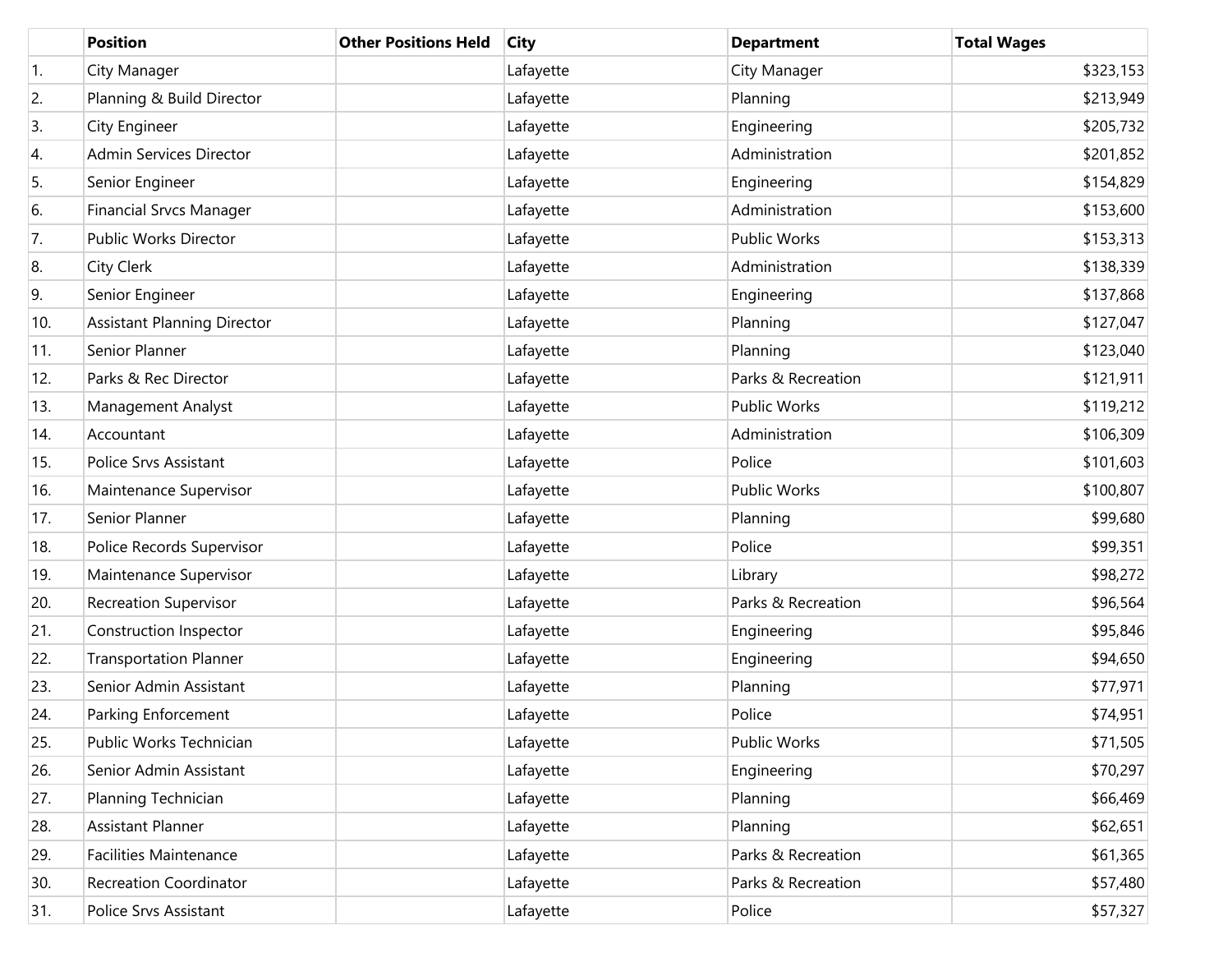|  | Position | Other Positions Held | City | Department | Total Wages |
|---|---|---|---|---|---|
| 1. | City Manager |  | Lafayette | City Manager | $323,153 |
| 2. | Planning & Build Director |  | Lafayette | Planning | $213,949 |
| 3. | City Engineer |  | Lafayette | Engineering | $205,732 |
| 4. | Admin Services Director |  | Lafayette | Administration | $201,852 |
| 5. | Senior Engineer |  | Lafayette | Engineering | $154,829 |
| 6. | Financial Srvcs Manager |  | Lafayette | Administration | $153,600 |
| 7. | Public Works Director |  | Lafayette | Public Works | $153,313 |
| 8. | City Clerk |  | Lafayette | Administration | $138,339 |
| 9. | Senior Engineer |  | Lafayette | Engineering | $137,868 |
| 10. | Assistant Planning Director |  | Lafayette | Planning | $127,047 |
| 11. | Senior Planner |  | Lafayette | Planning | $123,040 |
| 12. | Parks & Rec Director |  | Lafayette | Parks & Recreation | $121,911 |
| 13. | Management Analyst |  | Lafayette | Public Works | $119,212 |
| 14. | Accountant |  | Lafayette | Administration | $106,309 |
| 15. | Police Srvs Assistant |  | Lafayette | Police | $101,603 |
| 16. | Maintenance Supervisor |  | Lafayette | Public Works | $100,807 |
| 17. | Senior Planner |  | Lafayette | Planning | $99,680 |
| 18. | Police Records Supervisor |  | Lafayette | Police | $99,351 |
| 19. | Maintenance Supervisor |  | Lafayette | Library | $98,272 |
| 20. | Recreation Supervisor |  | Lafayette | Parks & Recreation | $96,564 |
| 21. | Construction Inspector |  | Lafayette | Engineering | $95,846 |
| 22. | Transportation Planner |  | Lafayette | Engineering | $94,650 |
| 23. | Senior Admin Assistant |  | Lafayette | Planning | $77,971 |
| 24. | Parking Enforcement |  | Lafayette | Police | $74,951 |
| 25. | Public Works Technician |  | Lafayette | Public Works | $71,505 |
| 26. | Senior Admin Assistant |  | Lafayette | Engineering | $70,297 |
| 27. | Planning Technician |  | Lafayette | Planning | $66,469 |
| 28. | Assistant Planner |  | Lafayette | Planning | $62,651 |
| 29. | Facilities Maintenance |  | Lafayette | Parks & Recreation | $61,365 |
| 30. | Recreation Coordinator |  | Lafayette | Parks & Recreation | $57,480 |
| 31. | Police Srvs Assistant |  | Lafayette | Police | $57,327 |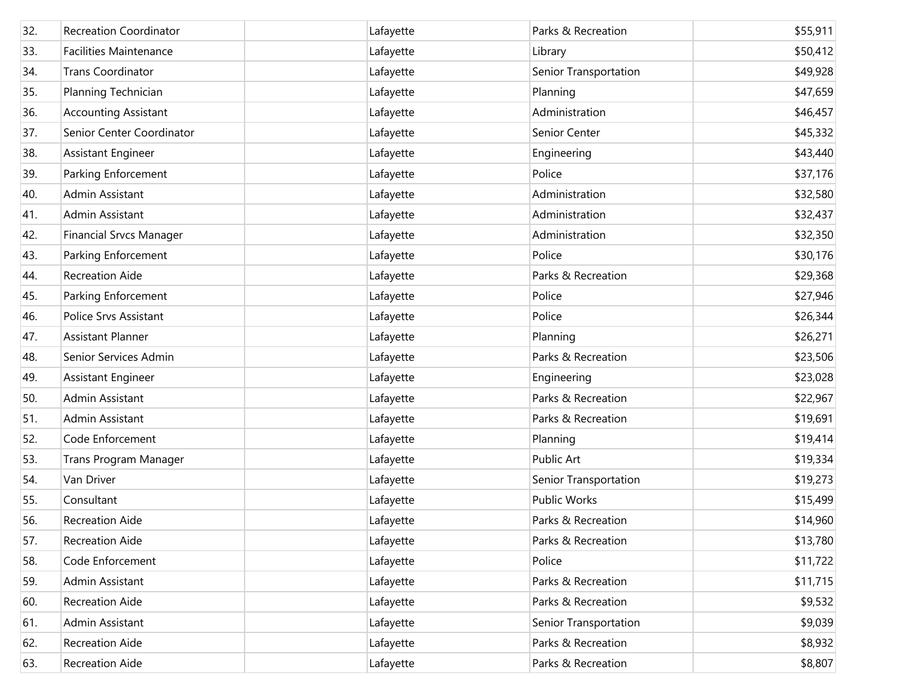| | | | | | |
|---|---|---|---|---|---|
| 32. | Recreation Coordinator | | Lafayette | Parks & Recreation | $55,911 |
| 33. | Facilities Maintenance | | Lafayette | Library | $50,412 |
| 34. | Trans Coordinator | | Lafayette | Senior Transportation | $49,928 |
| 35. | Planning Technician | | Lafayette | Planning | $47,659 |
| 36. | Accounting Assistant | | Lafayette | Administration | $46,457 |
| 37. | Senior Center Coordinator | | Lafayette | Senior Center | $45,332 |
| 38. | Assistant Engineer | | Lafayette | Engineering | $43,440 |
| 39. | Parking Enforcement | | Lafayette | Police | $37,176 |
| 40. | Admin Assistant | | Lafayette | Administration | $32,580 |
| 41. | Admin Assistant | | Lafayette | Administration | $32,437 |
| 42. | Financial Srvcs Manager | | Lafayette | Administration | $32,350 |
| 43. | Parking Enforcement | | Lafayette | Police | $30,176 |
| 44. | Recreation Aide | | Lafayette | Parks & Recreation | $29,368 |
| 45. | Parking Enforcement | | Lafayette | Police | $27,946 |
| 46. | Police Srvs Assistant | | Lafayette | Police | $26,344 |
| 47. | Assistant Planner | | Lafayette | Planning | $26,271 |
| 48. | Senior Services Admin | | Lafayette | Parks & Recreation | $23,506 |
| 49. | Assistant Engineer | | Lafayette | Engineering | $23,028 |
| 50. | Admin Assistant | | Lafayette | Parks & Recreation | $22,967 |
| 51. | Admin Assistant | | Lafayette | Parks & Recreation | $19,691 |
| 52. | Code Enforcement | | Lafayette | Planning | $19,414 |
| 53. | Trans Program Manager | | Lafayette | Public Art | $19,334 |
| 54. | Van Driver | | Lafayette | Senior Transportation | $19,273 |
| 55. | Consultant | | Lafayette | Public Works | $15,499 |
| 56. | Recreation Aide | | Lafayette | Parks & Recreation | $14,960 |
| 57. | Recreation Aide | | Lafayette | Parks & Recreation | $13,780 |
| 58. | Code Enforcement | | Lafayette | Police | $11,722 |
| 59. | Admin Assistant | | Lafayette | Parks & Recreation | $11,715 |
| 60. | Recreation Aide | | Lafayette | Parks & Recreation | $9,532 |
| 61. | Admin Assistant | | Lafayette | Senior Transportation | $9,039 |
| 62. | Recreation Aide | | Lafayette | Parks & Recreation | $8,932 |
| 63. | Recreation Aide | | Lafayette | Parks & Recreation | $8,807 |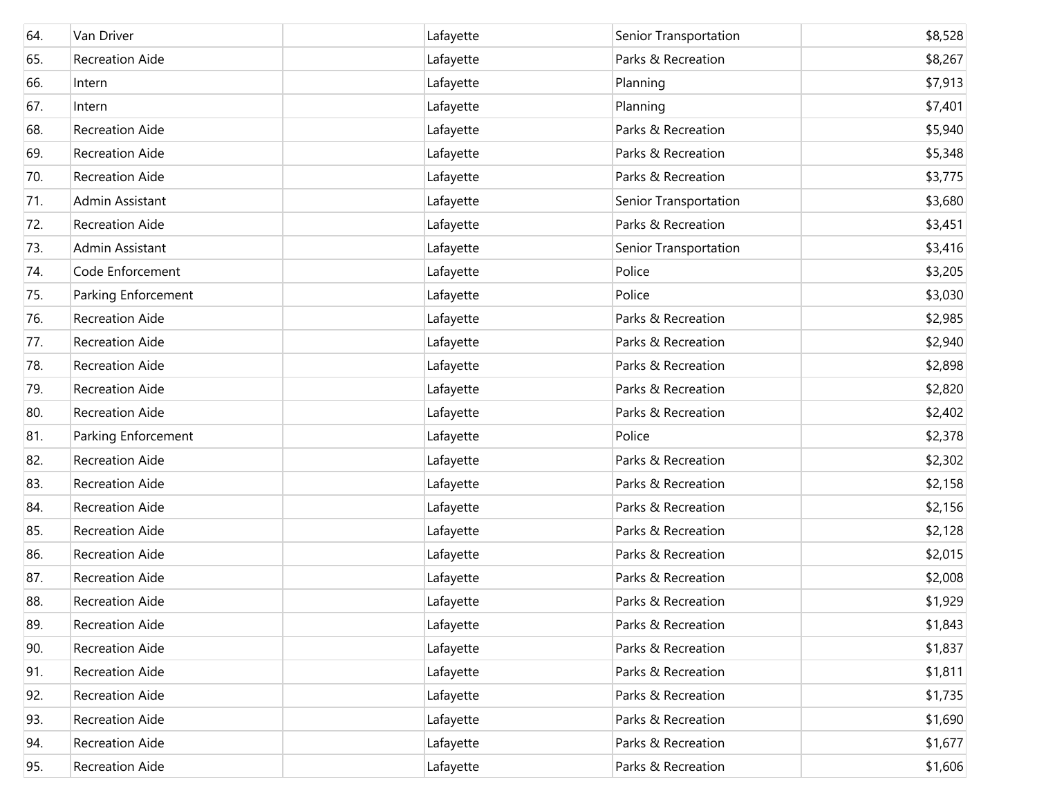| | | | | | |
|---|---|---|---|---|---|
| 64. | Van Driver | | Lafayette | Senior Transportation | $8,528 |
| 65. | Recreation Aide | | Lafayette | Parks & Recreation | $8,267 |
| 66. | Intern | | Lafayette | Planning | $7,913 |
| 67. | Intern | | Lafayette | Planning | $7,401 |
| 68. | Recreation Aide | | Lafayette | Parks & Recreation | $5,940 |
| 69. | Recreation Aide | | Lafayette | Parks & Recreation | $5,348 |
| 70. | Recreation Aide | | Lafayette | Parks & Recreation | $3,775 |
| 71. | Admin Assistant | | Lafayette | Senior Transportation | $3,680 |
| 72. | Recreation Aide | | Lafayette | Parks & Recreation | $3,451 |
| 73. | Admin Assistant | | Lafayette | Senior Transportation | $3,416 |
| 74. | Code Enforcement | | Lafayette | Police | $3,205 |
| 75. | Parking Enforcement | | Lafayette | Police | $3,030 |
| 76. | Recreation Aide | | Lafayette | Parks & Recreation | $2,985 |
| 77. | Recreation Aide | | Lafayette | Parks & Recreation | $2,940 |
| 78. | Recreation Aide | | Lafayette | Parks & Recreation | $2,898 |
| 79. | Recreation Aide | | Lafayette | Parks & Recreation | $2,820 |
| 80. | Recreation Aide | | Lafayette | Parks & Recreation | $2,402 |
| 81. | Parking Enforcement | | Lafayette | Police | $2,378 |
| 82. | Recreation Aide | | Lafayette | Parks & Recreation | $2,302 |
| 83. | Recreation Aide | | Lafayette | Parks & Recreation | $2,158 |
| 84. | Recreation Aide | | Lafayette | Parks & Recreation | $2,156 |
| 85. | Recreation Aide | | Lafayette | Parks & Recreation | $2,128 |
| 86. | Recreation Aide | | Lafayette | Parks & Recreation | $2,015 |
| 87. | Recreation Aide | | Lafayette | Parks & Recreation | $2,008 |
| 88. | Recreation Aide | | Lafayette | Parks & Recreation | $1,929 |
| 89. | Recreation Aide | | Lafayette | Parks & Recreation | $1,843 |
| 90. | Recreation Aide | | Lafayette | Parks & Recreation | $1,837 |
| 91. | Recreation Aide | | Lafayette | Parks & Recreation | $1,811 |
| 92. | Recreation Aide | | Lafayette | Parks & Recreation | $1,735 |
| 93. | Recreation Aide | | Lafayette | Parks & Recreation | $1,690 |
| 94. | Recreation Aide | | Lafayette | Parks & Recreation | $1,677 |
| 95. | Recreation Aide | | Lafayette | Parks & Recreation | $1,606 |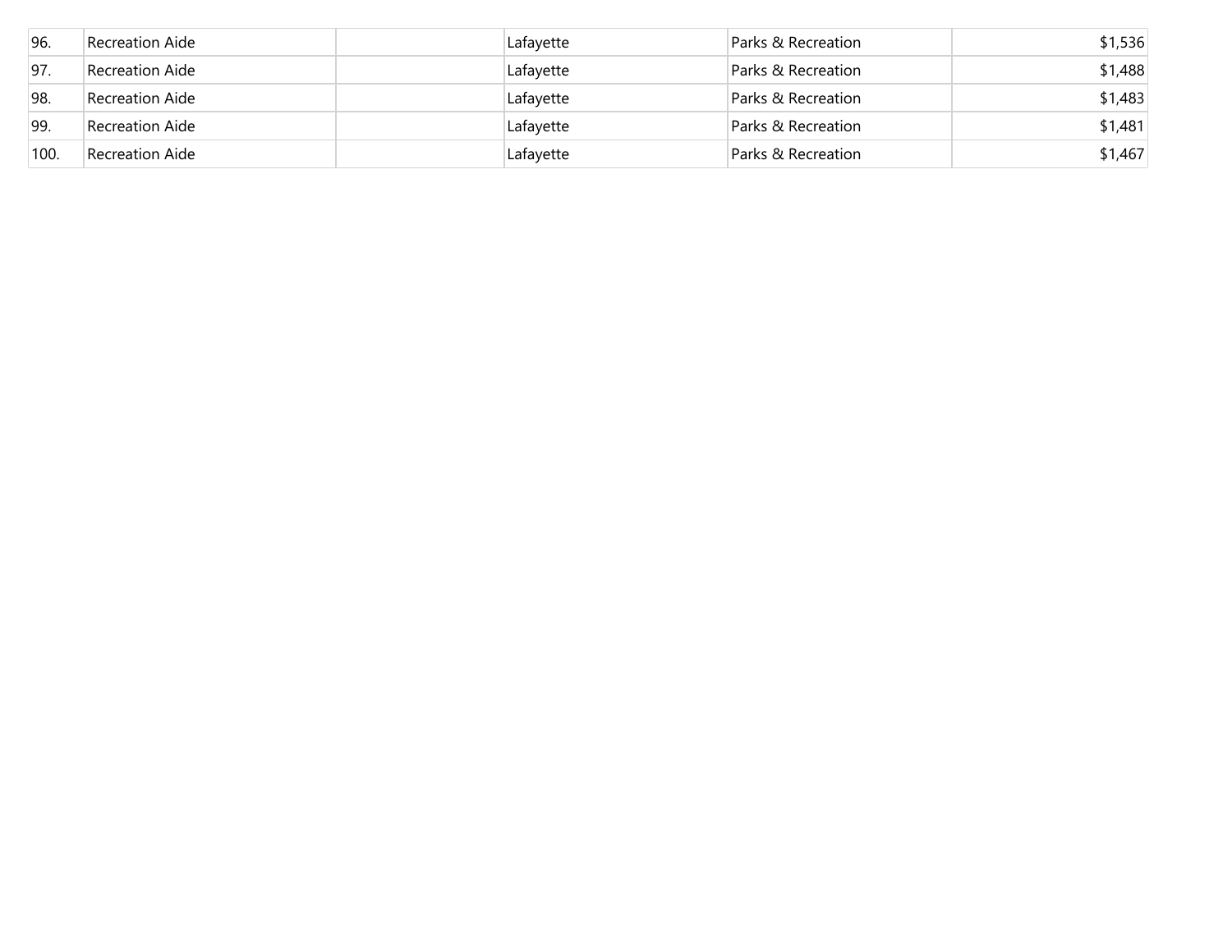| | | | | | |
|---|---|---|---|---|---|
| 96. | Recreation Aide | | Lafayette | Parks & Recreation | $1,536 |
| 97. | Recreation Aide | | Lafayette | Parks & Recreation | $1,488 |
| 98. | Recreation Aide | | Lafayette | Parks & Recreation | $1,483 |
| 99. | Recreation Aide | | Lafayette | Parks & Recreation | $1,481 |
| 100. | Recreation Aide | | Lafayette | Parks & Recreation | $1,467 |